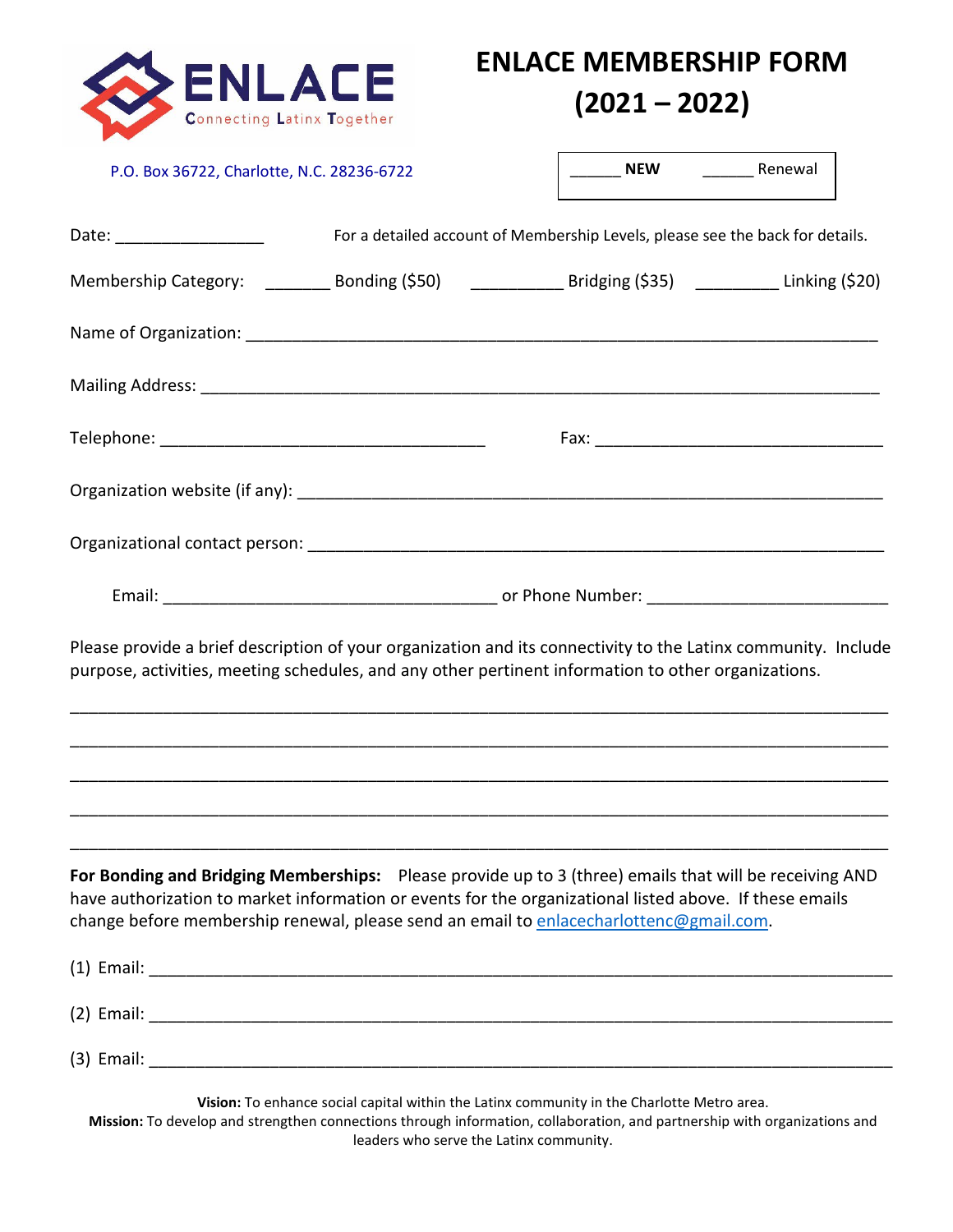ENLACE
Connecting Latinx Together

# ENLACE MEMBERSHIP FORM (2021 – 2022)

P.O. Box 36722, Charlotte, N.C. 28236-6722

______ **NEW** ______ Renewal

Date: ________________ For a detailed account of Membership Levels, please see the back for details.

Membership Category: _______ Bonding ($50) __________ Bridging ($35) _________ Linking ($20)

Name of Organization: ____________________________________________________________________

Mailing Address: _________________________________________________________________________

Telephone: ___________________________________ Fax: _______________________________

Organization website (if any): ______________________________________________________________

Organizational contact person: ______________________________________________________________

Email: ____________________________________ or Phone Number: __________________________

Please provide a brief description of your organization and its connectivity to the Latinx community. Include purpose, activities, meeting schedules, and any other pertinent information to other organizations.

_____________________________________________________________________________________________

_____________________________________________________________________________________________

_____________________________________________________________________________________________

_____________________________________________________________________________________________

_____________________________________________________________________________________________

**For Bonding and Bridging Memberships:** Please provide up to 3 (three) emails that will be receiving AND have authorization to market information or events for the organizational listed above. If these emails change before membership renewal, please send an email to enlacecharlottenc@gmail.com.

(1) Email: _________________________________________________________________________________

(2) Email: _________________________________________________________________________________

(3) Email: _________________________________________________________________________________

**Vision:** To enhance social capital within the Latinx community in the Charlotte Metro area.
**Mission:** To develop and strengthen connections through information, collaboration, and partnership with organizations and leaders who serve the Latinx community.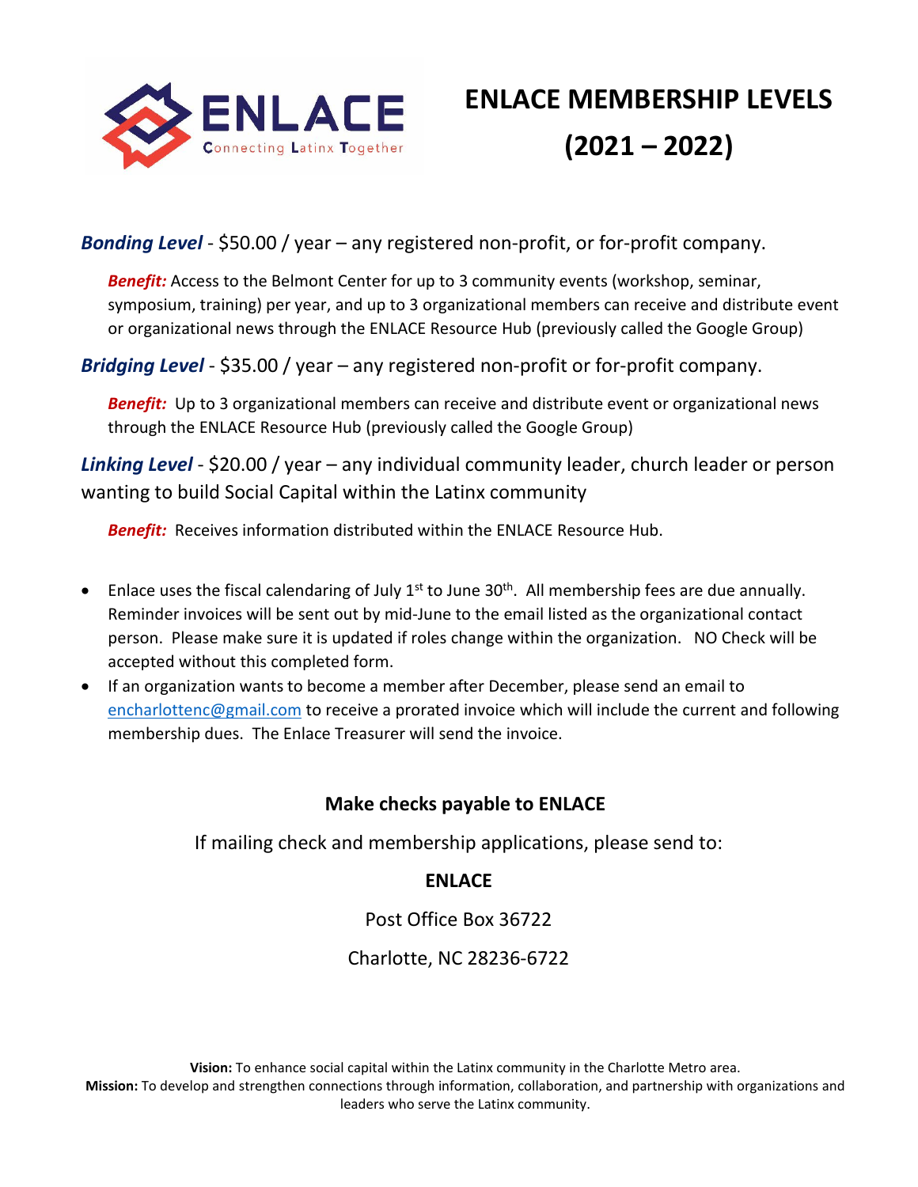ENLACE

Connecting Latinx Together

# ENLACE MEMBERSHIP LEVELS (2021 – 2022)

***Bonding Level*** - $50.00 / year – any registered non-profit, or for-profit company.

***Benefit:*** Access to the Belmont Center for up to 3 community events (workshop, seminar, symposium, training) per year, and up to 3 organizational members can receive and distribute event or organizational news through the ENLACE Resource Hub (previously called the Google Group)

***Bridging Level*** - $35.00 / year – any registered non-profit or for-profit company.

***Benefit:*** Up to 3 organizational members can receive and distribute event or organizational news through the ENLACE Resource Hub (previously called the Google Group)

***Linking Level*** - $20.00 / year – any individual community leader, church leader or person wanting to build Social Capital within the Latinx community

***Benefit:*** Receives information distributed within the ENLACE Resource Hub.

- Enlace uses the fiscal calendaring of July 1st to June 30th. All membership fees are due annually. Reminder invoices will be sent out by mid-June to the email listed as the organizational contact person. Please make sure it is updated if roles change within the organization. NO Check will be accepted without this completed form.
- If an organization wants to become a member after December, please send an email to encharlottenc@gmail.com to receive a prorated invoice which will include the current and following membership dues. The Enlace Treasurer will send the invoice.

**Make checks payable to ENLACE**

If mailing check and membership applications, please send to:

**ENLACE**

Post Office Box 36722

Charlotte, NC 28236-6722

**Vision:** To enhance social capital within the Latinx community in the Charlotte Metro area.
**Mission:** To develop and strengthen connections through information, collaboration, and partnership with organizations and leaders who serve the Latinx community.